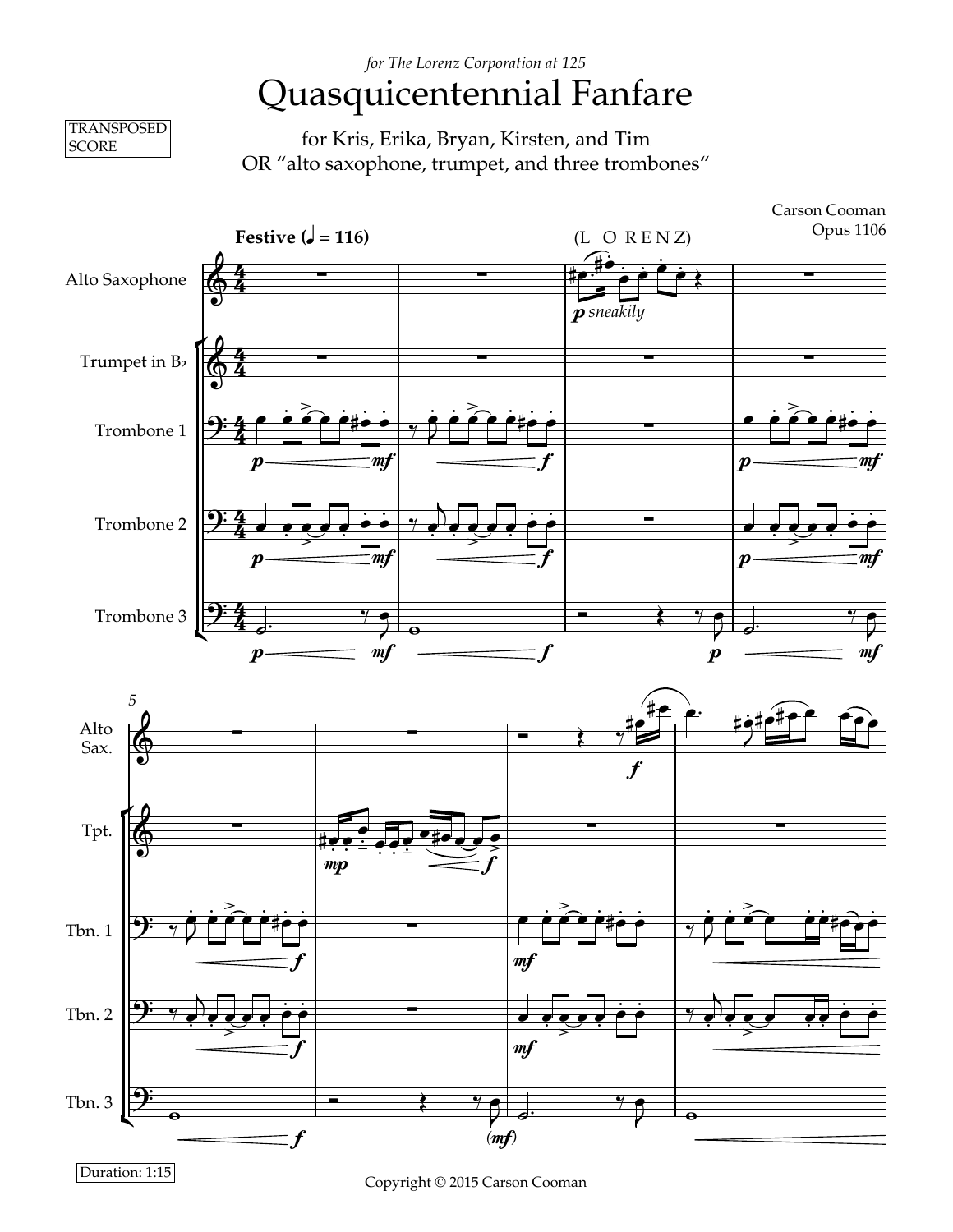*for The Lorenz Corporation at 125*

# Quasquicentennial Fanfare

TRANSPOSED SCORE

for Kris, Erika, Bryan, Kirsten, and Tim
OR "alto saxophone, trumpet, and three trombones"

Carson Cooman
Opus 1106

Duration: 1:15

Copyright © 2015 Carson Cooman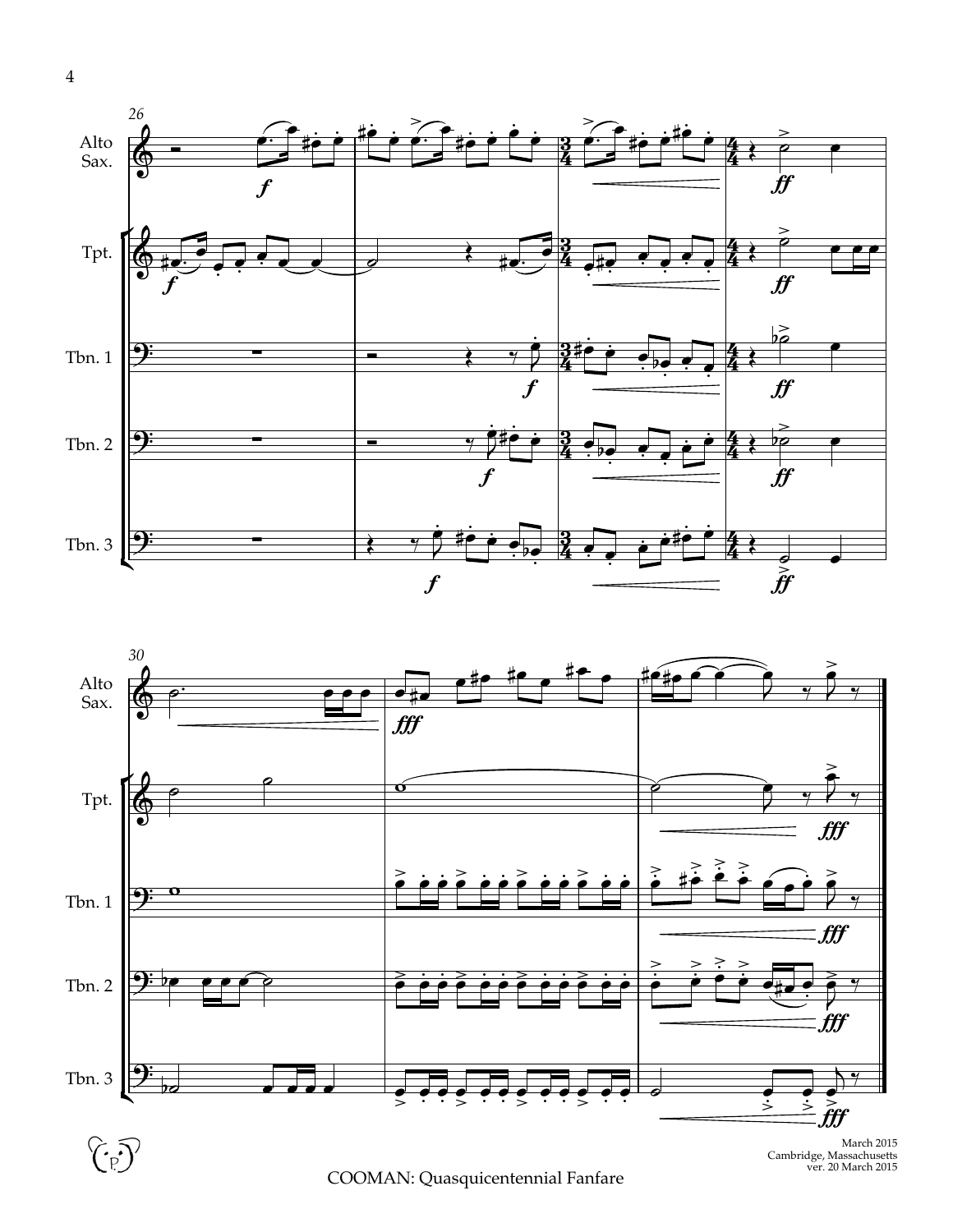March 2015
Cambridge, Massachusetts
ver. 20 March 2015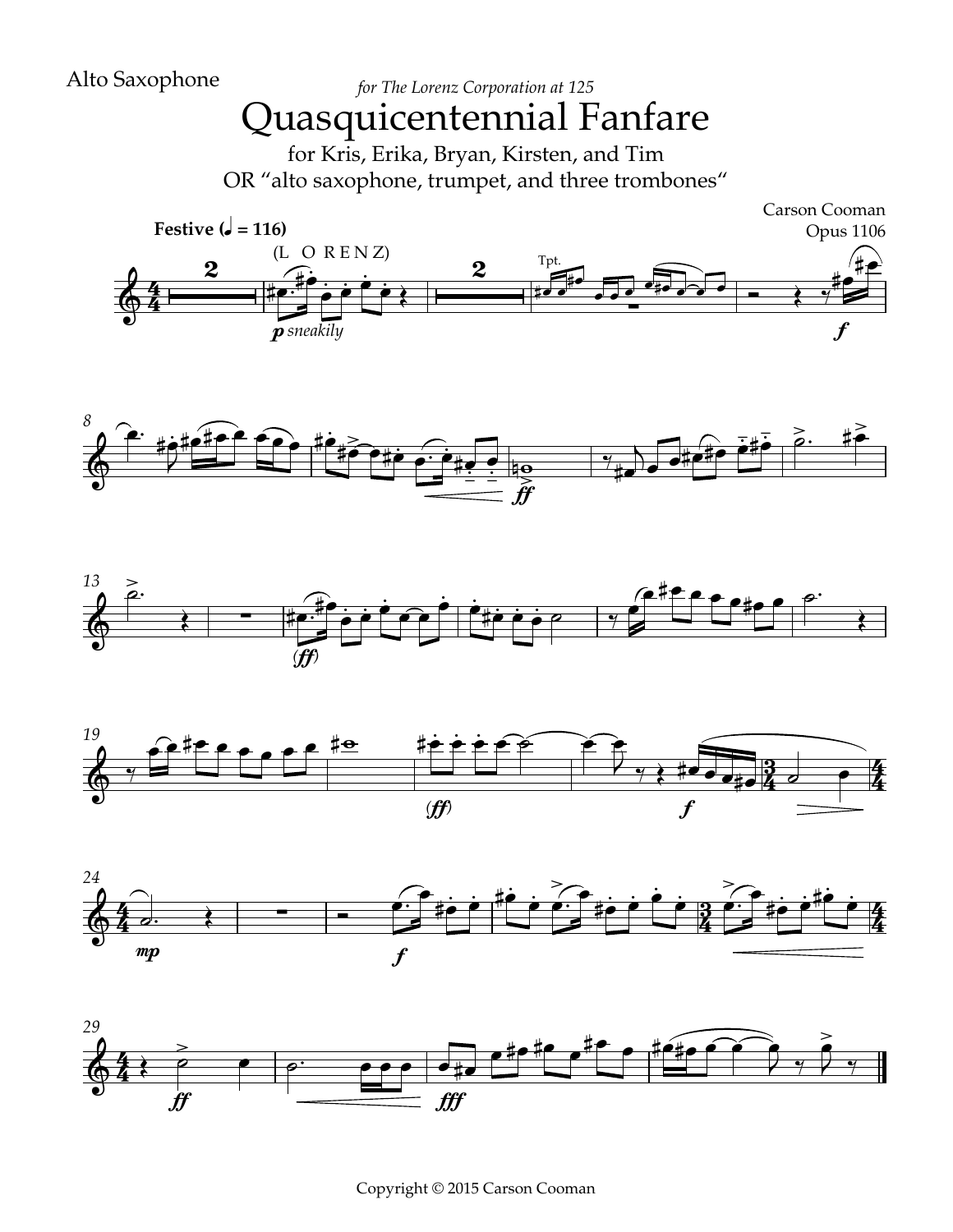Alto Saxophone

*for The Lorenz Corporation at 125*

# Quasquicentennial Fanfare

for Kris, Erika, Bryan, Kirsten, and Tim
OR "alto saxophone, trumpet, and three trombones"

Carson Cooman
Opus 1106

Copyright © 2015 Carson Cooman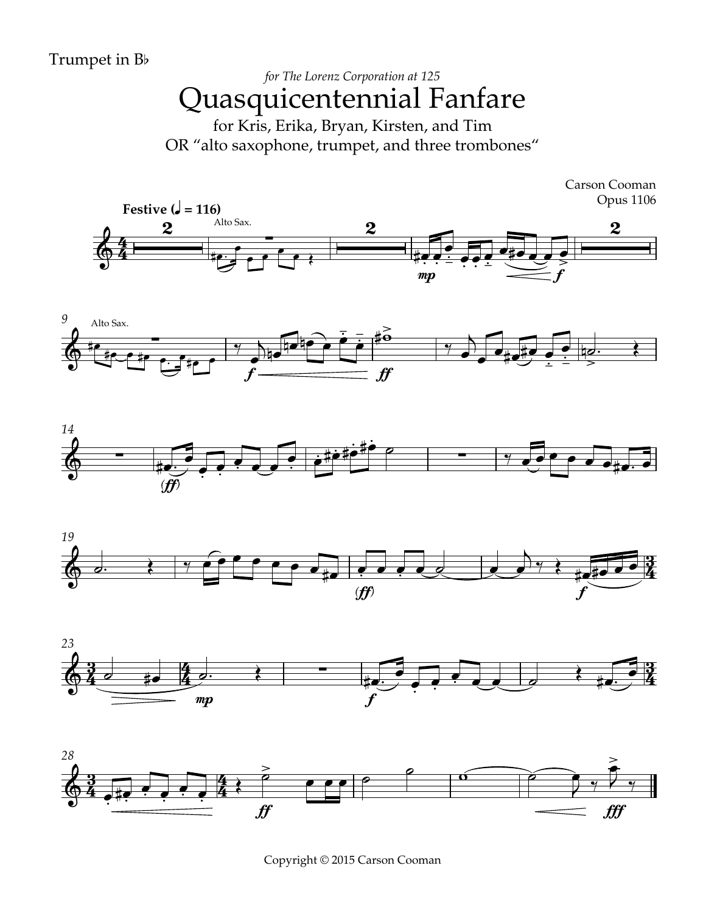Trumpet in B♭

*for The Lorenz Corporation at 125*

# Quasquicentennial Fanfare

for Kris, Erika, Bryan, Kirsten, and Tim

OR "alto saxophone, trumpet, and three trombones"

Carson Cooman

Opus 1106

Copyright © 2015 Carson Cooman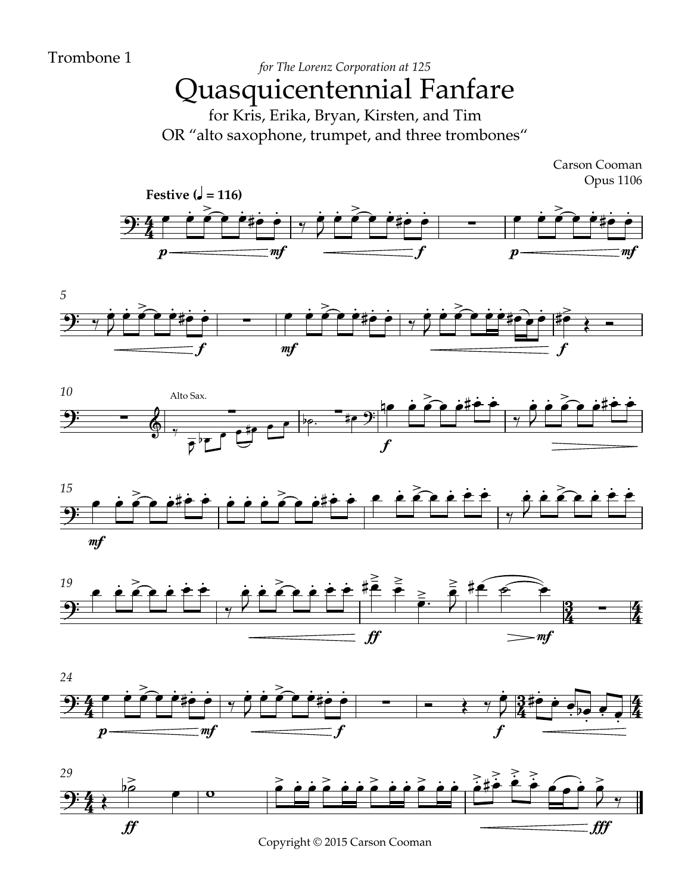Trombone 1

*for The Lorenz Corporation at 125*

# Quasquicentennial Fanfare

for Kris, Erika, Bryan, Kirsten, and Tim
OR "alto saxophone, trumpet, and three trombones"

Carson Cooman
Opus 1106

**Festive** (♩ = 116)

Copyright © 2015 Carson Cooman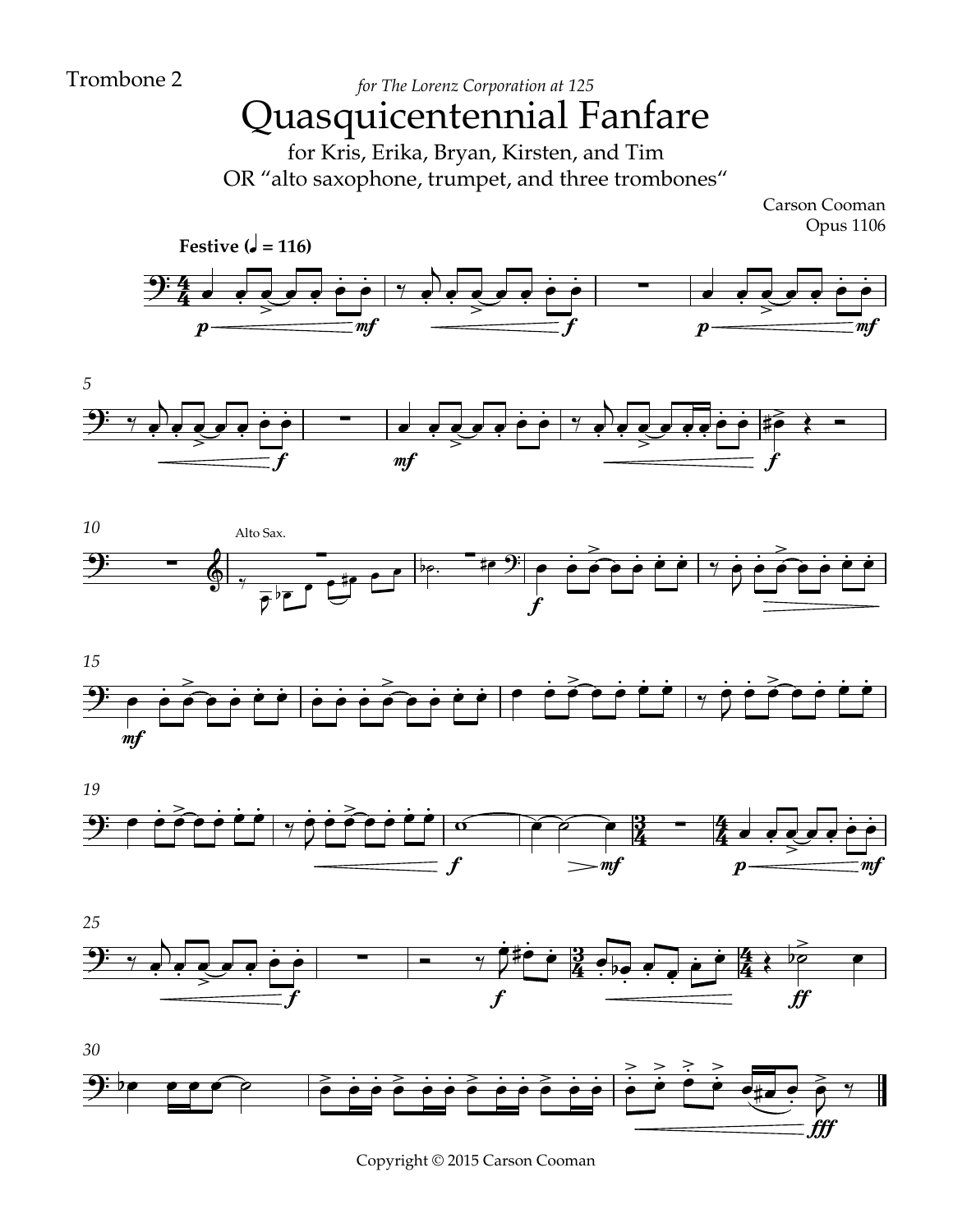Trombone 2

*for The Lorenz Corporation at 125*

# Quasquicentennial Fanfare

for Kris, Erika, Bryan, Kirsten, and Tim
OR "alto saxophone, trumpet, and three trombones"

Carson Cooman
Opus 1106

Copyright © 2015 Carson Cooman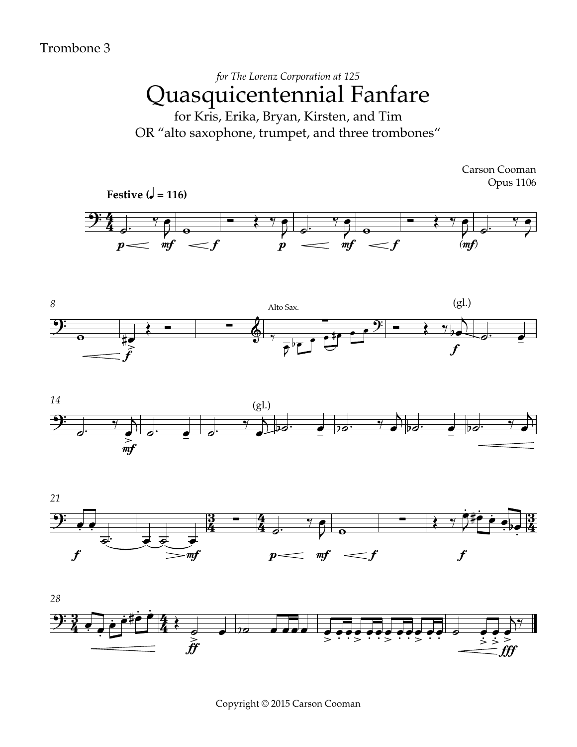Trombone 3

*for The Lorenz Corporation at 125*

# Quasquicentennial Fanfare

for Kris, Erika, Bryan, Kirsten, and Tim
OR "alto saxophone, trumpet, and three trombones"

Carson Cooman
Opus 1106

**Festive** (♩ = 116)

Copyright © 2015 Carson Cooman